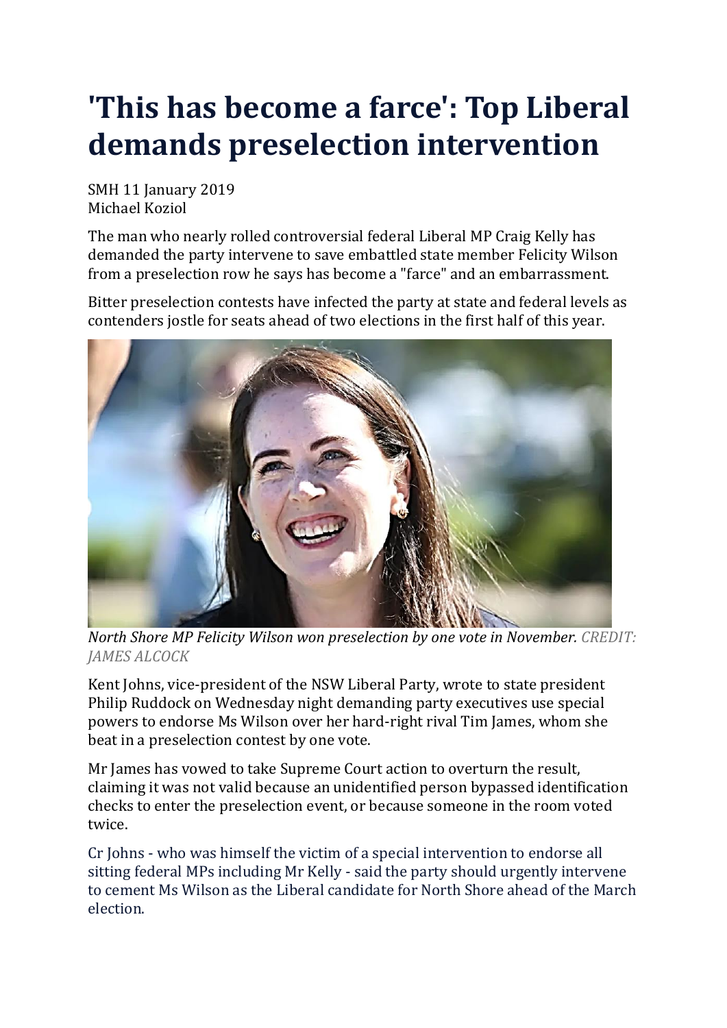# 'This has become a farce': Top Liberal demands preselection intervention

SMH 11 January 2019
Michael Koziol

The man who nearly rolled controversial federal Liberal MP Craig Kelly has demanded the party intervene to save embattled state member Felicity Wilson from a preselection row he says has become a "farce" and an embarrassment.

Bitter preselection contests have infected the party at state and federal levels as contenders jostle for seats ahead of two elections in the first half of this year.

*North Shore MP Felicity Wilson won preselection by one vote in November.* *CREDIT: JAMES ALCOCK*

Kent Johns, vice-president of the NSW Liberal Party, wrote to state president Philip Ruddock on Wednesday night demanding party executives use special powers to endorse Ms Wilson over her hard-right rival Tim James, whom she beat in a preselection contest by one vote.

Mr James has vowed to take Supreme Court action to overturn the result, claiming it was not valid because an unidentified person bypassed identification checks to enter the preselection event, or because someone in the room voted twice.

Cr Johns - who was himself the victim of a special intervention to endorse all sitting federal MPs including Mr Kelly - said the party should urgently intervene to cement Ms Wilson as the Liberal candidate for North Shore ahead of the March election.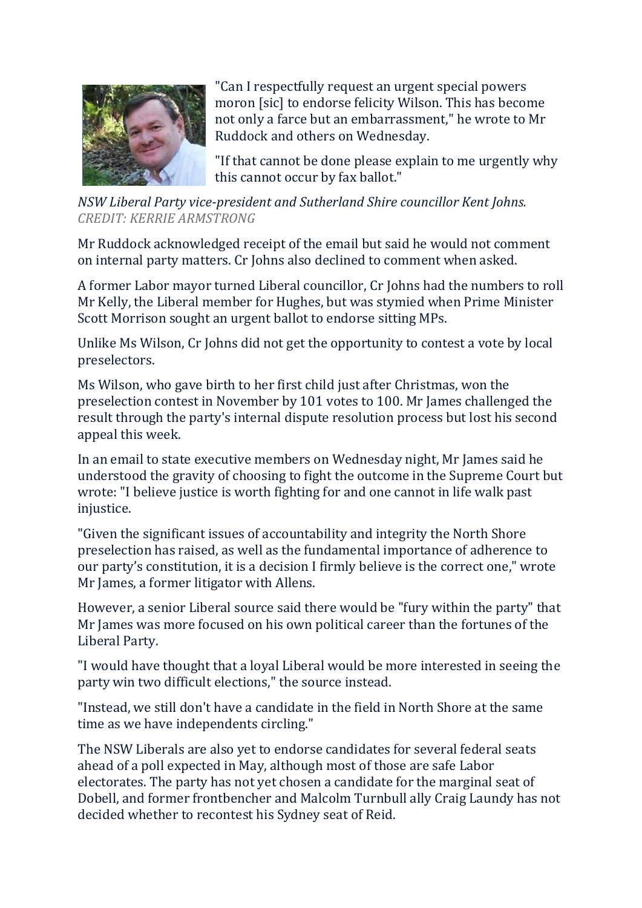"Can I respectfully request an urgent special powers moron [sic] to endorse felicity Wilson. This has become not only a farce but an embarrassment," he wrote to Mr Ruddock and others on Wednesday.

"If that cannot be done please explain to me urgently why this cannot occur by fax ballot."

*NSW Liberal Party vice-president and Sutherland Shire councillor Kent Johns.*
*CREDIT: KERRIE ARMSTRONG*

Mr Ruddock acknowledged receipt of the email but said he would not comment on internal party matters. Cr Johns also declined to comment when asked.

A former Labor mayor turned Liberal councillor, Cr Johns had the numbers to roll Mr Kelly, the Liberal member for Hughes, but was stymied when Prime Minister Scott Morrison sought an urgent ballot to endorse sitting MPs.

Unlike Ms Wilson, Cr Johns did not get the opportunity to contest a vote by local preselectors.

Ms Wilson, who gave birth to her first child just after Christmas, won the preselection contest in November by 101 votes to 100. Mr James challenged the result through the party's internal dispute resolution process but lost his second appeal this week.

In an email to state executive members on Wednesday night, Mr James said he understood the gravity of choosing to fight the outcome in the Supreme Court but wrote: "I believe justice is worth fighting for and one cannot in life walk past injustice.

"Given the significant issues of accountability and integrity the North Shore preselection has raised, as well as the fundamental importance of adherence to our party's constitution, it is a decision I firmly believe is the correct one," wrote Mr James, a former litigator with Allens.

However, a senior Liberal source said there would be "fury within the party" that Mr James was more focused on his own political career than the fortunes of the Liberal Party.

"I would have thought that a loyal Liberal would be more interested in seeing the party win two difficult elections," the source instead.

"Instead, we still don't have a candidate in the field in North Shore at the same time as we have independents circling."

The NSW Liberals are also yet to endorse candidates for several federal seats ahead of a poll expected in May, although most of those are safe Labor electorates. The party has not yet chosen a candidate for the marginal seat of Dobell, and former frontbencher and Malcolm Turnbull ally Craig Laundy has not decided whether to recontest his Sydney seat of Reid.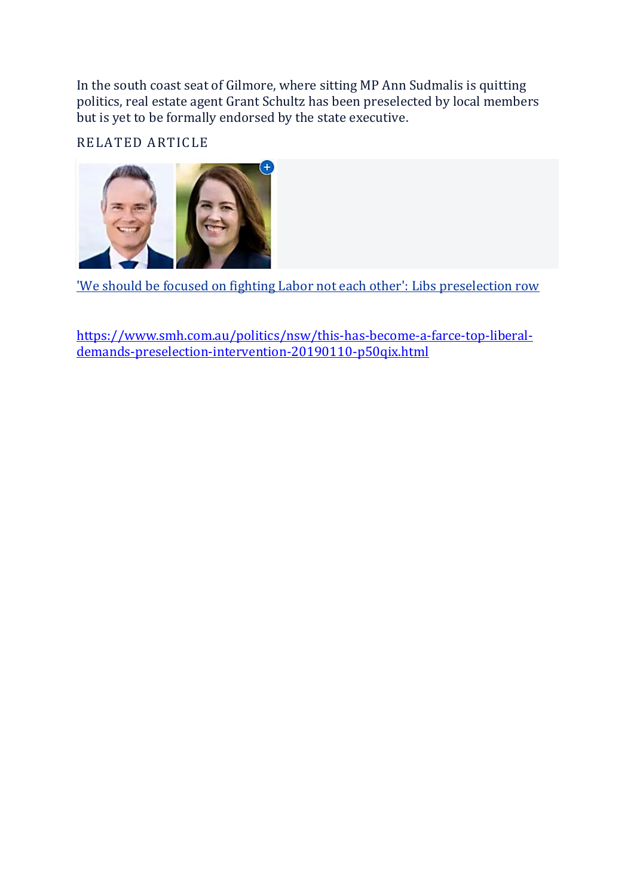In the south coast seat of Gilmore, where sitting MP Ann Sudmalis is quitting politics, real estate agent Grant Schultz has been preselected by local members but is yet to be formally endorsed by the state executive.

RELATED ARTICLE

'We should be focused on fighting Labor not each other': Libs preselection row

https://www.smh.com.au/politics/nsw/this-has-become-a-farce-top-liberal-demands-preselection-intervention-20190110-p50qix.html